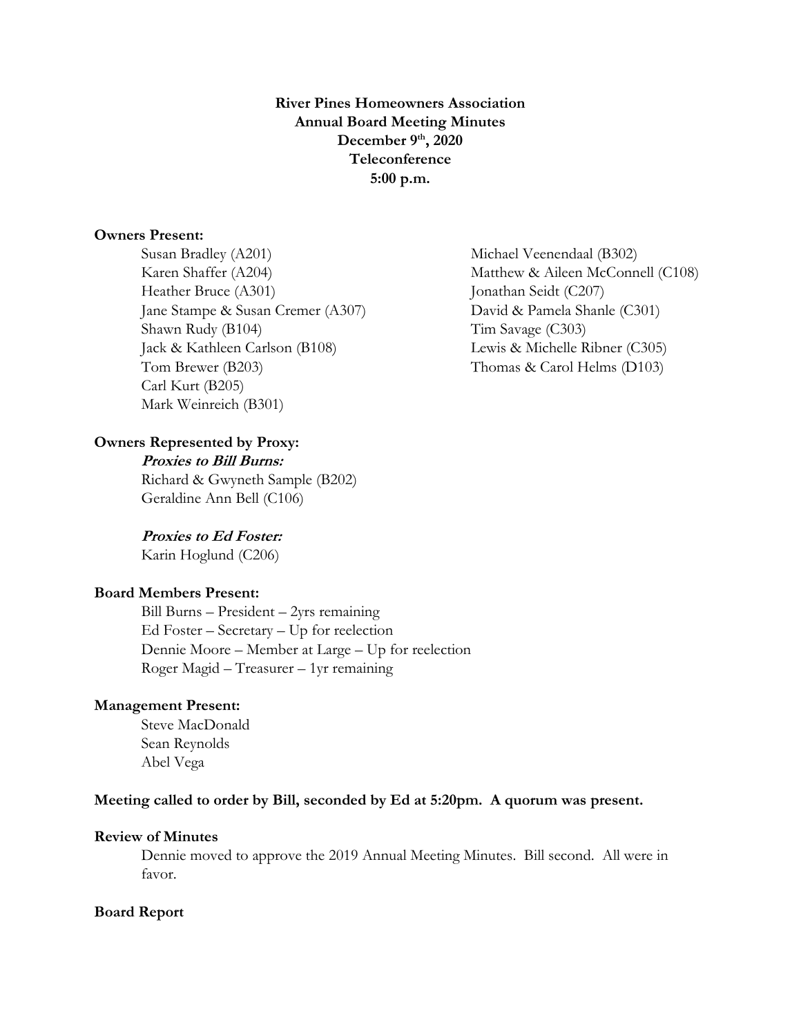**River Pines Homeowners Association**
**Annual Board Meeting Minutes**
**December 9th, 2020**
**Teleconference**
**5:00 p.m.**

**Owners Present:**

Susan Bradley (A201)
Karen Shaffer (A204)
Heather Bruce (A301)
Jane Stampe & Susan Cremer (A307)
Shawn Rudy (B104)
Jack & Kathleen Carlson (B108)
Tom Brewer (B203)
Carl Kurt (B205)
Mark Weinreich (B301)
Michael Veenendaal (B302)
Matthew & Aileen McConnell (C108)
Jonathan Seidt (C207)
David & Pamela Shanle (C301)
Tim Savage (C303)
Lewis & Michelle Ribner (C305)
Thomas & Carol Helms (D103)

**Owners Represented by Proxy:**

***Proxies to Bill Burns:***
Richard & Gwyneth Sample (B202)
Geraldine Ann Bell (C106)

***Proxies to Ed Foster:***
Karin Hoglund (C206)

**Board Members Present:**

Bill Burns – President – 2yrs remaining
Ed Foster – Secretary – Up for reelection
Dennie Moore – Member at Large – Up for reelection
Roger Magid – Treasurer – 1yr remaining

**Management Present:**

Steve MacDonald
Sean Reynolds
Abel Vega

**Meeting called to order by Bill, seconded by Ed at 5:20pm. A quorum was present.**

**Review of Minutes**

Dennie moved to approve the 2019 Annual Meeting Minutes. Bill second. All were in favor.

**Board Report**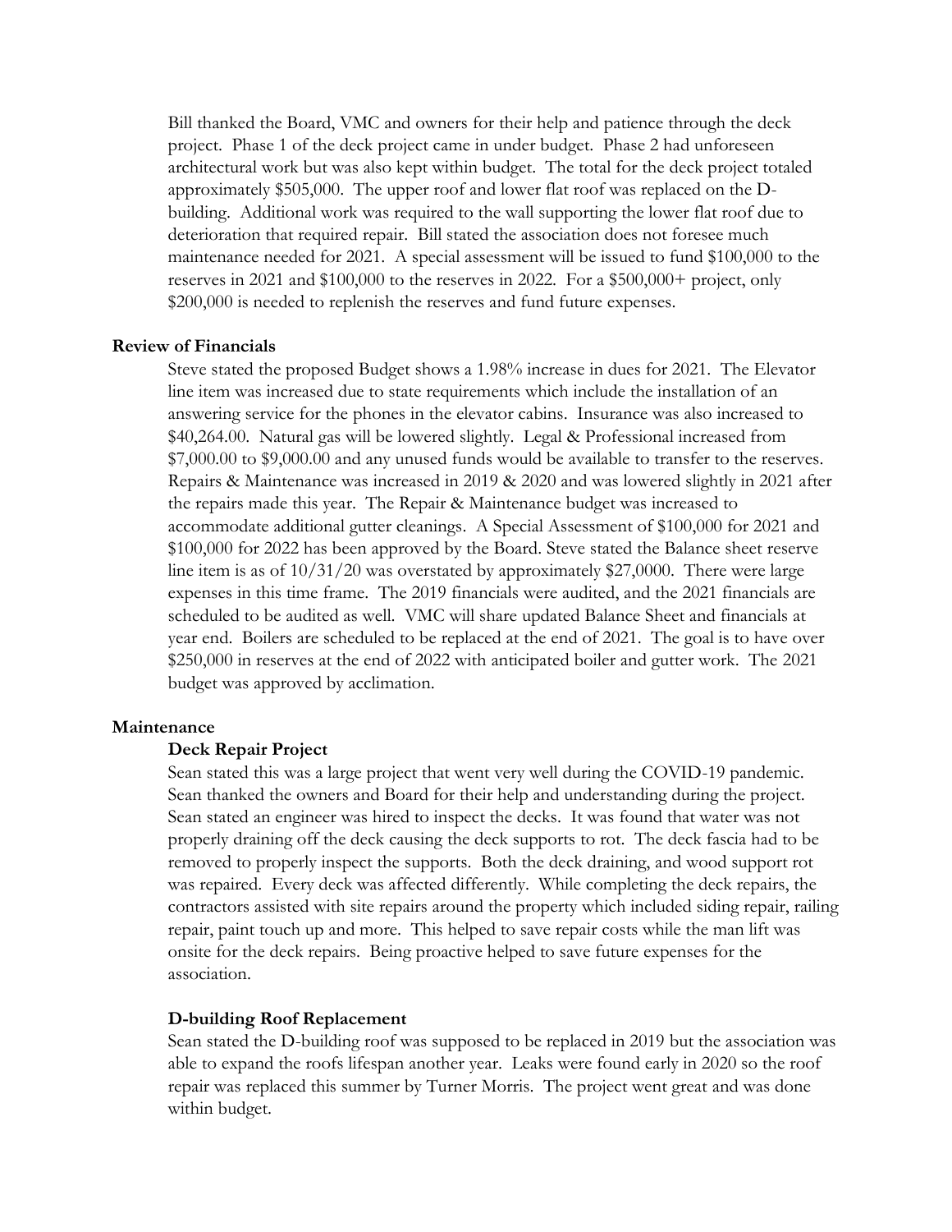Bill thanked the Board, VMC and owners for their help and patience through the deck project. Phase 1 of the deck project came in under budget. Phase 2 had unforeseen architectural work but was also kept within budget. The total for the deck project totaled approximately $505,000. The upper roof and lower flat roof was replaced on the D-building. Additional work was required to the wall supporting the lower flat roof due to deterioration that required repair. Bill stated the association does not foresee much maintenance needed for 2021. A special assessment will be issued to fund $100,000 to the reserves in 2021 and $100,000 to the reserves in 2022. For a $500,000+ project, only $200,000 is needed to replenish the reserves and fund future expenses.

**Review of Financials**

Steve stated the proposed Budget shows a 1.98% increase in dues for 2021. The Elevator line item was increased due to state requirements which include the installation of an answering service for the phones in the elevator cabins. Insurance was also increased to $40,264.00. Natural gas will be lowered slightly. Legal & Professional increased from $7,000.00 to $9,000.00 and any unused funds would be available to transfer to the reserves. Repairs & Maintenance was increased in 2019 & 2020 and was lowered slightly in 2021 after the repairs made this year. The Repair & Maintenance budget was increased to accommodate additional gutter cleanings. A Special Assessment of $100,000 for 2021 and $100,000 for 2022 has been approved by the Board. Steve stated the Balance sheet reserve line item is as of 10/31/20 was overstated by approximately $27,0000. There were large expenses in this time frame. The 2019 financials were audited, and the 2021 financials are scheduled to be audited as well. VMC will share updated Balance Sheet and financials at year end. Boilers are scheduled to be replaced at the end of 2021. The goal is to have over $250,000 in reserves at the end of 2022 with anticipated boiler and gutter work. The 2021 budget was approved by acclimation.

**Maintenance**

**Deck Repair Project**

Sean stated this was a large project that went very well during the COVID-19 pandemic. Sean thanked the owners and Board for their help and understanding during the project. Sean stated an engineer was hired to inspect the decks. It was found that water was not properly draining off the deck causing the deck supports to rot. The deck fascia had to be removed to properly inspect the supports. Both the deck draining, and wood support rot was repaired. Every deck was affected differently. While completing the deck repairs, the contractors assisted with site repairs around the property which included siding repair, railing repair, paint touch up and more. This helped to save repair costs while the man lift was onsite for the deck repairs. Being proactive helped to save future expenses for the association.

**D-building Roof Replacement**

Sean stated the D-building roof was supposed to be replaced in 2019 but the association was able to expand the roofs lifespan another year. Leaks were found early in 2020 so the roof repair was replaced this summer by Turner Morris. The project went great and was done within budget.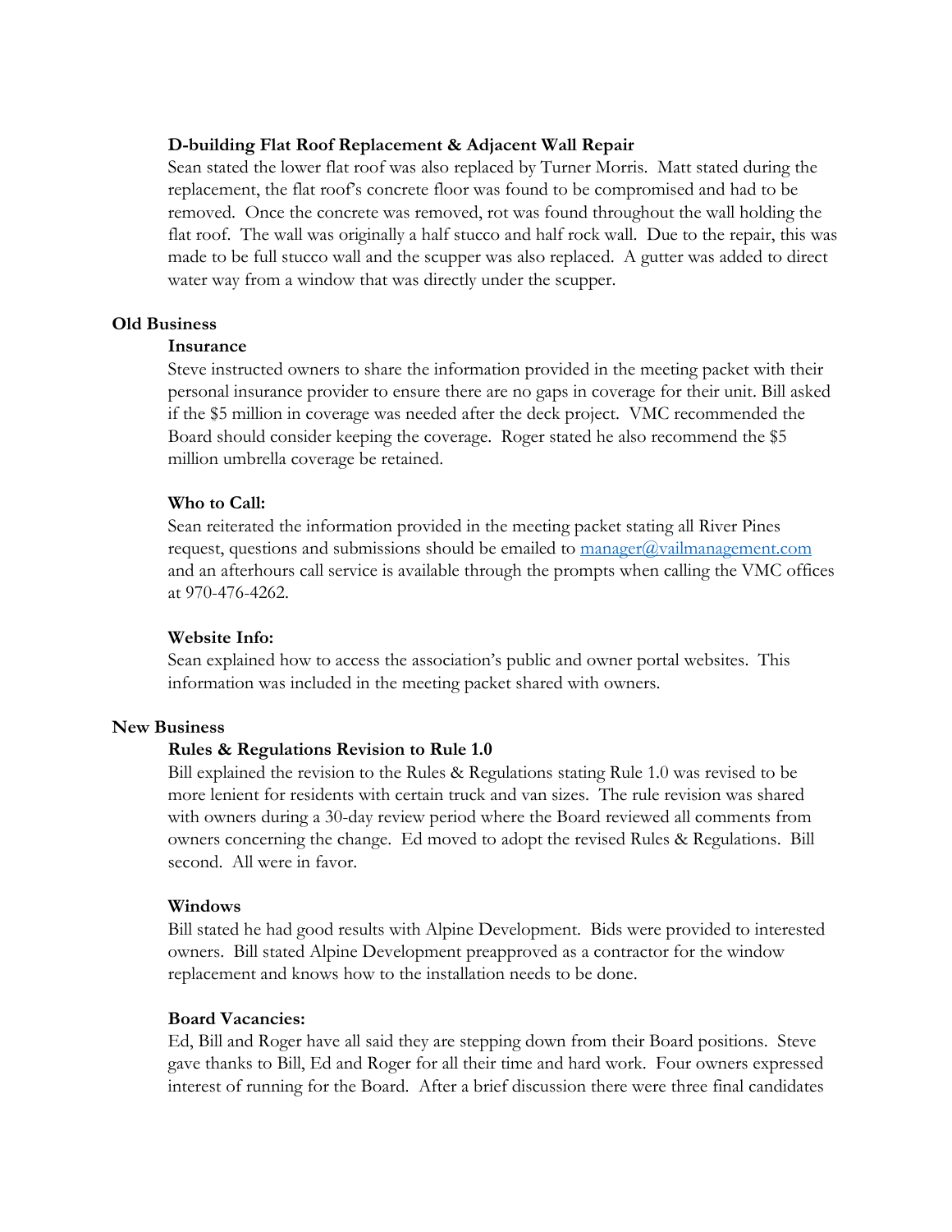### D-building Flat Roof Replacement & Adjacent Wall Repair

Sean stated the lower flat roof was also replaced by Turner Morris. Matt stated during the replacement, the flat roof's concrete floor was found to be compromised and had to be removed. Once the concrete was removed, rot was found throughout the wall holding the flat roof. The wall was originally a half stucco and half rock wall. Due to the repair, this was made to be full stucco wall and the scupper was also replaced. A gutter was added to direct water way from a window that was directly under the scupper.

## Old Business

### Insurance

Steve instructed owners to share the information provided in the meeting packet with their personal insurance provider to ensure there are no gaps in coverage for their unit. Bill asked if the $5 million in coverage was needed after the deck project. VMC recommended the Board should consider keeping the coverage. Roger stated he also recommend the $5 million umbrella coverage be retained.

### Who to Call:

Sean reiterated the information provided in the meeting packet stating all River Pines request, questions and submissions should be emailed to [manager@vailmanagement.com](mailto:manager@vailmanagement.com) and an afterhours call service is available through the prompts when calling the VMC offices at 970-476-4262.

### Website Info:

Sean explained how to access the association's public and owner portal websites. This information was included in the meeting packet shared with owners.

## New Business

### Rules & Regulations Revision to Rule 1.0

Bill explained the revision to the Rules & Regulations stating Rule 1.0 was revised to be more lenient for residents with certain truck and van sizes. The rule revision was shared with owners during a 30-day review period where the Board reviewed all comments from owners concerning the change. Ed moved to adopt the revised Rules & Regulations. Bill second. All were in favor.

### Windows

Bill stated he had good results with Alpine Development. Bids were provided to interested owners. Bill stated Alpine Development preapproved as a contractor for the window replacement and knows how to the installation needs to be done.

### Board Vacancies:

Ed, Bill and Roger have all said they are stepping down from their Board positions. Steve gave thanks to Bill, Ed and Roger for all their time and hard work. Four owners expressed interest of running for the Board. After a brief discussion there were three final candidates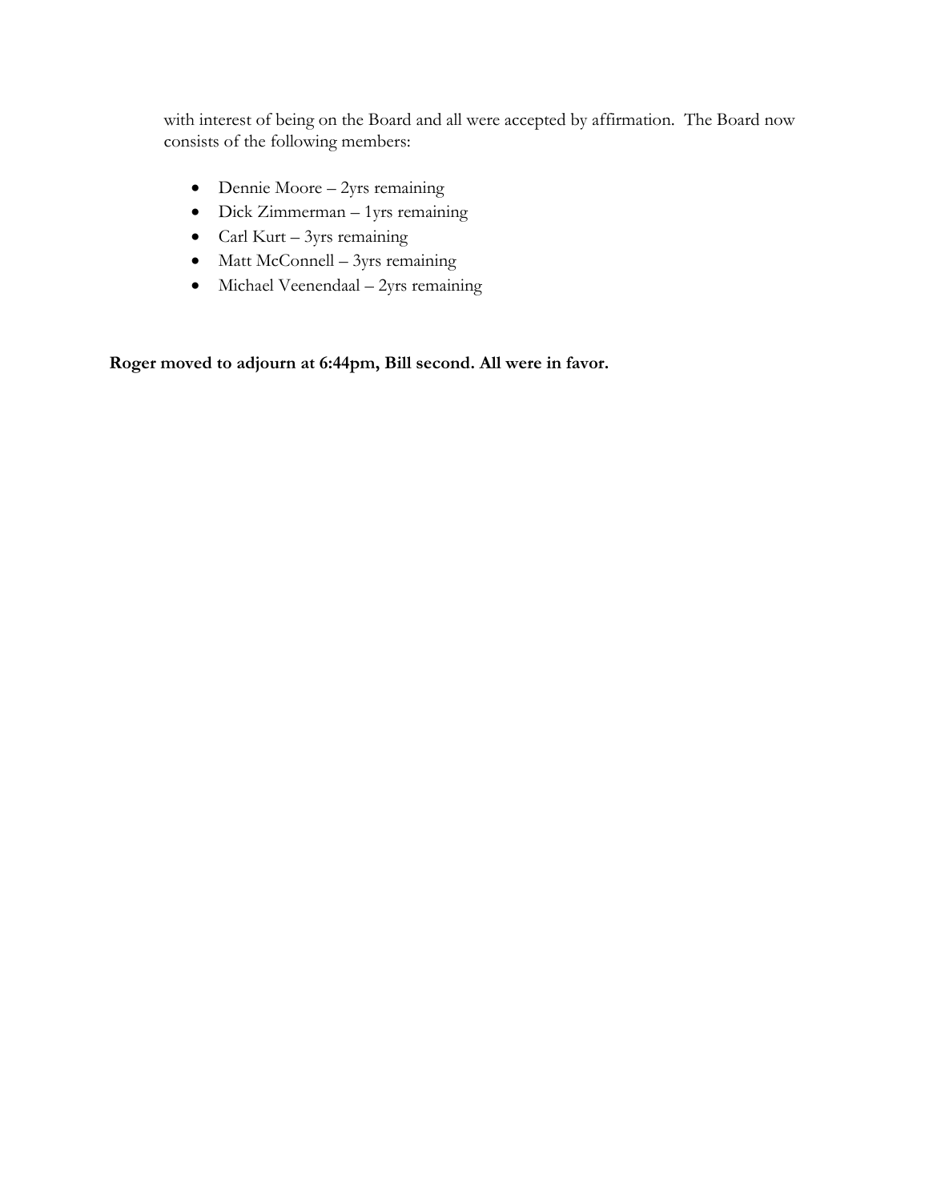with interest of being on the Board and all were accepted by affirmation. The Board now consists of the following members:

- Dennie Moore – 2yrs remaining
- Dick Zimmerman – 1yrs remaining
- Carl Kurt – 3yrs remaining
- Matt McConnell – 3yrs remaining
- Michael Veenendaal – 2yrs remaining

**Roger moved to adjourn at 6:44pm, Bill second. All were in favor.**